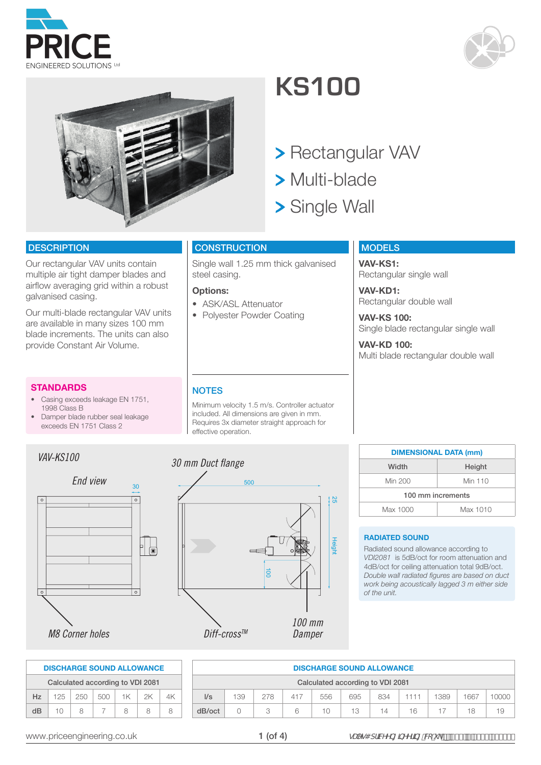PRICE

ENGINEERED SOLUTIONS Ltd

# KS100

> Rectangular VAV
> Multi-blade
> Single Wall

## DESCRIPTION

Our rectangular VAV units contain multiple air tight damper blades and airflow averaging grid within a robust galvanised casing.

Our multi-blade rectangular VAV units are available in many sizes 100 mm blade increments. The units can also provide Constant Air Volume.

## CONSTRUCTION

Single wall 1.25 mm thick galvanised steel casing.

**Options:**

- ASK/ASL Attenuator
- Polyester Powder Coating

## MODELS

**VAV-KS1:**
Rectangular single wall

**VAV-KD1:**
Rectangular double wall

**VAV-KS 100:**
Single blade rectangular single wall

**VAV-KD 100:**
Multi blade rectangular double wall

## STANDARDS

- Casing exceeds leakage EN 1751, 1998 Class B
- Damper blade rubber seal leakage exceeds EN 1751 Class 2

## NOTES

Minimum velocity 1.5 m/s. Controller actuator included. All dimensions are given in mm. Requires 3x diameter straight approach for effective operation.

*VAV-KS100*

*End view*

30

*30 mm Duct flange*

500

25

Height

100

*M8 Corner holes*

*Diff-cross™*

*100 mm Damper*

| DIMENSIONAL DATA (mm) | |
|---|---|
| Width | Height |
| Min 200 | Min 110 |
| 100 mm increments | |
| Max 1000 | Max 1010 |

## RADIATED SOUND

Radiated sound allowance according to *VDI2081* is 5dB/oct for room attenuation and 4dB/oct for ceiling attenuation total 9dB/oct. *Double wall radiated figures are based on duct work being acoustically lagged 3 m either side of the unit.*

| DISCHARGE SOUND ALLOWANCE | | | | | | |
|---|---|---|---|---|---|---|
| Calculated according to VDI 2081 | | | | | | |
| Hz | 125 | 250 | 500 | 1K | 2K | 4K |
| dB | 10 | 8 | 7 | 8 | 8 | 8 |

| DISCHARGE SOUND ALLOWANCE | | | | | | | | | | |
|---|---|---|---|---|---|---|---|---|---|---|
| Calculated according to VDI 2081 | | | | | | | | | | |
| l/s | 139 | 278 | 417 | 556 | 695 | 834 | 1111 | 1389 | 1667 | 10000 |
| dB/oct | 0 | 3 | 6 | 10 | 13 | 14 | 16 | 17 | 18 | 19 |

www.priceengineering.co.uk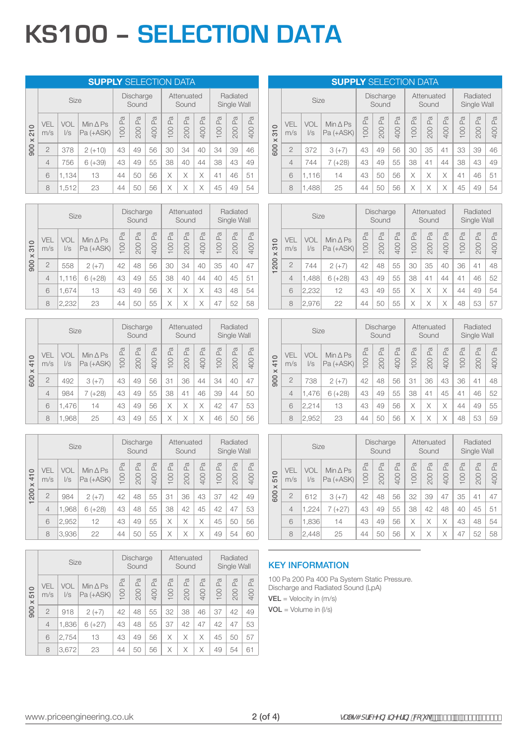# KS100 – SELECTION DATA

## SUPPLY SELECTION DATA

**900 x 210**

| Size | | | Discharge Sound | | | Attenuated Sound | | | Radiated Single Wall | | |
|---|---|---|---|---|---|---|---|---|---|---|---|
| VEL m/s | VOL l/s | Min Δ Ps Pa (+ASK) | 100 Pa | 200 Pa | 400 Pa | 100 Pa | 200 Pa | 400 Pa | 100 Pa | 200 Pa | 400 Pa |
| 2 | 378 | 2 (+10) | 43 | 49 | 56 | 30 | 34 | 40 | 34 | 39 | 46 |
| 4 | 756 | 6 (+39) | 43 | 49 | 55 | 38 | 40 | 44 | 38 | 43 | 49 |
| 6 | 1,134 | 13 | 44 | 50 | 56 | X | X | X | 41 | 46 | 51 |
| 8 | 1,512 | 23 | 44 | 50 | 56 | X | X | X | 45 | 49 | 54 |

**900 x 310**

| Size | | | Discharge Sound | | | Attenuated Sound | | | Radiated Single Wall | | |
|---|---|---|---|---|---|---|---|---|---|---|---|
| VEL m/s | VOL l/s | Min Δ Ps Pa (+ASK) | 100 Pa | 200 Pa | 400 Pa | 100 Pa | 200 Pa | 400 Pa | 100 Pa | 200 Pa | 400 Pa |
| 2 | 558 | 2 (+7) | 42 | 48 | 56 | 30 | 34 | 40 | 35 | 40 | 47 |
| 4 | 1,116 | 6 (+28) | 43 | 49 | 55 | 38 | 40 | 44 | 40 | 45 | 51 |
| 6 | 1,674 | 13 | 43 | 49 | 56 | X | X | X | 43 | 48 | 54 |
| 8 | 2,232 | 23 | 44 | 50 | 55 | X | X | X | 47 | 52 | 58 |

**600 x 410**

| Size | | | Discharge Sound | | | Attenuated Sound | | | Radiated Single Wall | | |
|---|---|---|---|---|---|---|---|---|---|---|---|
| VEL m/s | VOL l/s | Min Δ Ps Pa (+ASK) | 100 Pa | 200 Pa | 400 Pa | 100 Pa | 200 Pa | 400 Pa | 100 Pa | 200 Pa | 400 Pa |
| 2 | 492 | 3 (+7) | 43 | 49 | 56 | 31 | 36 | 44 | 34 | 40 | 47 |
| 4 | 984 | 7 (+28) | 43 | 49 | 55 | 38 | 41 | 46 | 39 | 44 | 50 |
| 6 | 1,476 | 14 | 43 | 49 | 56 | X | X | X | 42 | 47 | 53 |
| 8 | 1,968 | 25 | 43 | 49 | 55 | X | X | X | 46 | 50 | 56 |

**1200 x 410**

| Size | | | Discharge Sound | | | Attenuated Sound | | | Radiated Single Wall | | |
|---|---|---|---|---|---|---|---|---|---|---|---|
| VEL m/s | VOL l/s | Min Δ Ps Pa (+ASK) | 100 Pa | 200 Pa | 400 Pa | 100 Pa | 200 Pa | 400 Pa | 100 Pa | 200 Pa | 400 Pa |
| 2 | 984 | 2 (+7) | 42 | 48 | 55 | 31 | 36 | 43 | 37 | 42 | 49 |
| 4 | 1,968 | 6 (+28) | 43 | 48 | 55 | 38 | 42 | 45 | 42 | 47 | 53 |
| 6 | 2,952 | 12 | 43 | 49 | 55 | X | X | X | 45 | 50 | 56 |
| 8 | 3,936 | 22 | 44 | 50 | 55 | X | X | X | 49 | 54 | 60 |

**900 x 510**

| Size | | | Discharge Sound | | | Attenuated Sound | | | Radiated Single Wall | | |
|---|---|---|---|---|---|---|---|---|---|---|---|
| VEL m/s | VOL l/s | Min Δ Ps Pa (+ASK) | 100 Pa | 200 Pa | 400 Pa | 100 Pa | 200 Pa | 400 Pa | 100 Pa | 200 Pa | 400 Pa |
| 2 | 918 | 2 (+7) | 42 | 48 | 55 | 32 | 38 | 46 | 37 | 42 | 49 |
| 4 | 1,836 | 6 (+27) | 43 | 48 | 55 | 37 | 42 | 47 | 42 | 47 | 53 |
| 6 | 2,754 | 13 | 43 | 49 | 56 | X | X | X | 45 | 50 | 57 |
| 8 | 3,672 | 23 | 44 | 50 | 56 | X | X | X | 49 | 54 | 61 |

## SUPPLY SELECTION DATA

**600 x 310**

| Size | | | Discharge Sound | | | Attenuated Sound | | | Radiated Single Wall | | |
|---|---|---|---|---|---|---|---|---|---|---|---|
| VEL m/s | VOL l/s | Min Δ Ps Pa (+ASK) | 100 Pa | 200 Pa | 400 Pa | 100 Pa | 200 Pa | 400 Pa | 100 Pa | 200 Pa | 400 Pa |
| 2 | 372 | 3 (+7) | 43 | 49 | 56 | 30 | 35 | 41 | 33 | 39 | 46 |
| 4 | 744 | 7 (+28) | 43 | 49 | 55 | 38 | 41 | 44 | 38 | 43 | 49 |
| 6 | 1,116 | 14 | 43 | 50 | 56 | X | X | X | 41 | 46 | 51 |
| 8 | 1,488 | 25 | 44 | 50 | 56 | X | X | X | 45 | 49 | 54 |

**1200 x 310**

| Size | | | Discharge Sound | | | Attenuated Sound | | | Radiated Single Wall | | |
|---|---|---|---|---|---|---|---|---|---|---|---|
| VEL m/s | VOL l/s | Min Δ Ps Pa (+ASK) | 100 Pa | 200 Pa | 400 Pa | 100 Pa | 200 Pa | 400 Pa | 100 Pa | 200 Pa | 400 Pa |
| 2 | 744 | 2 (+7) | 42 | 48 | 55 | 30 | 35 | 40 | 36 | 41 | 48 |
| 4 | 1,488 | 6 (+28) | 43 | 49 | 55 | 38 | 41 | 44 | 41 | 46 | 52 |
| 6 | 2,232 | 12 | 43 | 49 | 55 | X | X | X | 44 | 49 | 54 |
| 8 | 2,976 | 22 | 44 | 50 | 55 | X | X | X | 48 | 53 | 57 |

**900 x 410**

| Size | | | Discharge Sound | | | Attenuated Sound | | | Radiated Single Wall | | |
|---|---|---|---|---|---|---|---|---|---|---|---|
| VEL m/s | VOL l/s | Min Δ Ps Pa (+ASK) | 100 Pa | 200 Pa | 400 Pa | 100 Pa | 200 Pa | 400 Pa | 100 Pa | 200 Pa | 400 Pa |
| 2 | 738 | 2 (+7) | 42 | 48 | 56 | 31 | 36 | 43 | 36 | 41 | 48 |
| 4 | 1,476 | 6 (+28) | 43 | 49 | 55 | 38 | 41 | 45 | 41 | 46 | 52 |
| 6 | 2,214 | 13 | 43 | 49 | 56 | X | X | X | 44 | 49 | 55 |
| 8 | 2,952 | 23 | 44 | 50 | 56 | X | X | X | 48 | 53 | 59 |

**600 x 510**

| Size | | | Discharge Sound | | | Attenuated Sound | | | Radiated Single Wall | | |
|---|---|---|---|---|---|---|---|---|---|---|---|
| VEL m/s | VOL l/s | Min Δ Ps Pa (+ASK) | 100 Pa | 200 Pa | 400 Pa | 100 Pa | 200 Pa | 400 Pa | 100 Pa | 200 Pa | 400 Pa |
| 2 | 612 | 3 (+7) | 42 | 48 | 56 | 32 | 39 | 47 | 35 | 41 | 47 |
| 4 | 1,224 | 7 (+27) | 43 | 49 | 55 | 38 | 42 | 48 | 40 | 45 | 51 |
| 6 | 1,836 | 14 | 43 | 49 | 56 | X | X | X | 43 | 48 | 54 |
| 8 | 2,448 | 25 | 44 | 50 | 56 | X | X | X | 47 | 52 | 58 |

## KEY INFORMATION

100 Pa 200 Pa 400 Pa System Static Pressure.
Discharge and Radiated Sound (LpA)

**VEL** = Velocity in (m/s)

**VOL** = Volume in (l/s)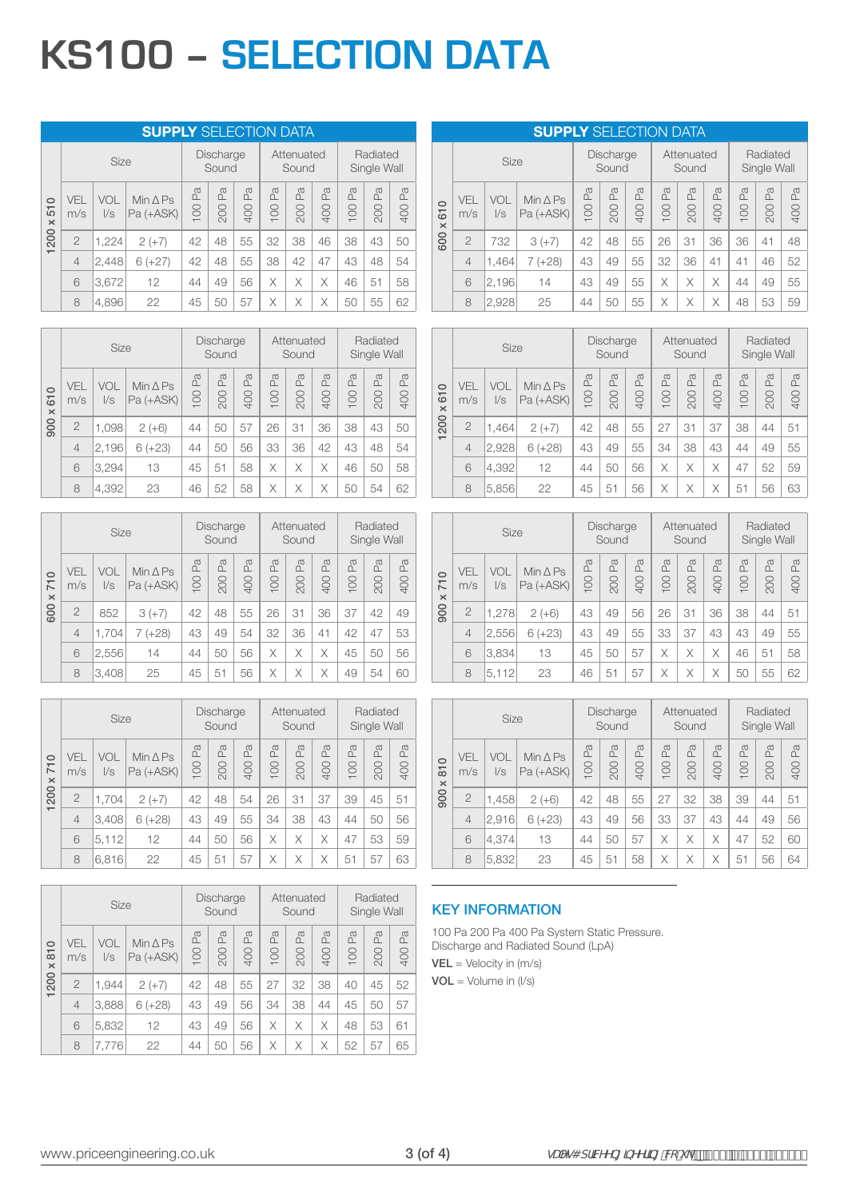# KS100 – SELECTION DATA

## SUPPLY SELECTION DATA

| 1200 x 510 | Size | | | Discharge Sound | | | Attenuated Sound | | | Radiated Single Wall | | |
|---|---|---|---|---|---|---|---|---|---|---|---|---|
| | VEL m/s | VOL l/s | Min Δ Ps Pa (+ASK) | 100 Pa | 200 Pa | 400 Pa | 100 Pa | 200 Pa | 400 Pa | 100 Pa | 200 Pa | 400 Pa |
| | 2 | 1,224 | 2 (+7) | 42 | 48 | 55 | 32 | 38 | 46 | 38 | 43 | 50 |
| | 4 | 2,448 | 6 (+27) | 42 | 48 | 55 | 38 | 42 | 47 | 43 | 48 | 54 |
| | 6 | 3,672 | 12 | 44 | 49 | 56 | X | X | X | 46 | 51 | 58 |
| | 8 | 4,896 | 22 | 45 | 50 | 57 | X | X | X | 50 | 55 | 62 |

| 900 x 610 | Size | | | Discharge Sound | | | Attenuated Sound | | | Radiated Single Wall | | |
|---|---|---|---|---|---|---|---|---|---|---|---|---|
| | VEL m/s | VOL l/s | Min Δ Ps Pa (+ASK) | 100 Pa | 200 Pa | 400 Pa | 100 Pa | 200 Pa | 400 Pa | 100 Pa | 200 Pa | 400 Pa |
| | 2 | 1,098 | 2 (+6) | 44 | 50 | 57 | 26 | 31 | 36 | 38 | 43 | 50 |
| | 4 | 2,196 | 6 (+23) | 44 | 50 | 56 | 33 | 36 | 42 | 43 | 48 | 54 |
| | 6 | 3,294 | 13 | 45 | 51 | 58 | X | X | X | 46 | 50 | 58 |
| | 8 | 4,392 | 23 | 46 | 52 | 58 | X | X | X | 50 | 54 | 62 |

| 600 x 710 | Size | | | Discharge Sound | | | Attenuated Sound | | | Radiated Single Wall | | |
|---|---|---|---|---|---|---|---|---|---|---|---|---|
| | VEL m/s | VOL l/s | Min Δ Ps Pa (+ASK) | 100 Pa | 200 Pa | 400 Pa | 100 Pa | 200 Pa | 400 Pa | 100 Pa | 200 Pa | 400 Pa |
| | 2 | 852 | 3 (+7) | 42 | 48 | 55 | 26 | 31 | 36 | 37 | 42 | 49 |
| | 4 | 1,704 | 7 (+28) | 43 | 49 | 54 | 32 | 36 | 41 | 42 | 47 | 53 |
| | 6 | 2,556 | 14 | 44 | 50 | 56 | X | X | X | 45 | 50 | 56 |
| | 8 | 3,408 | 25 | 45 | 51 | 56 | X | X | X | 49 | 54 | 60 |

| 1200 x 710 | Size | | | Discharge Sound | | | Attenuated Sound | | | Radiated Single Wall | | |
|---|---|---|---|---|---|---|---|---|---|---|---|---|
| | VEL m/s | VOL l/s | Min Δ Ps Pa (+ASK) | 100 Pa | 200 Pa | 400 Pa | 100 Pa | 200 Pa | 400 Pa | 100 Pa | 200 Pa | 400 Pa |
| | 2 | 1,704 | 2 (+7) | 42 | 48 | 54 | 26 | 31 | 37 | 39 | 45 | 51 |
| | 4 | 3,408 | 6 (+28) | 43 | 49 | 55 | 34 | 38 | 43 | 44 | 50 | 56 |
| | 6 | 5,112 | 12 | 44 | 50 | 56 | X | X | X | 47 | 53 | 59 |
| | 8 | 6,816 | 22 | 45 | 51 | 57 | X | X | X | 51 | 57 | 63 |

| 1200 x 810 | Size | | | Discharge Sound | | | Attenuated Sound | | | Radiated Single Wall | | |
|---|---|---|---|---|---|---|---|---|---|---|---|---|
| | VEL m/s | VOL l/s | Min Δ Ps Pa (+ASK) | 100 Pa | 200 Pa | 400 Pa | 100 Pa | 200 Pa | 400 Pa | 100 Pa | 200 Pa | 400 Pa |
| | 2 | 1,944 | 2 (+7) | 42 | 48 | 55 | 27 | 32 | 38 | 40 | 45 | 52 |
| | 4 | 3,888 | 6 (+28) | 43 | 49 | 56 | 34 | 38 | 44 | 45 | 50 | 57 |
| | 6 | 5,832 | 12 | 43 | 49 | 56 | X | X | X | 48 | 53 | 61 |
| | 8 | 7,776 | 22 | 44 | 50 | 56 | X | X | X | 52 | 57 | 65 |

## SUPPLY SELECTION DATA

| 600 x 610 | Size | | | Discharge Sound | | | Attenuated Sound | | | Radiated Single Wall | | |
|---|---|---|---|---|---|---|---|---|---|---|---|---|
| | VEL m/s | VOL l/s | Min Δ Ps Pa (+ASK) | 100 Pa | 200 Pa | 400 Pa | 100 Pa | 200 Pa | 400 Pa | 100 Pa | 200 Pa | 400 Pa |
| | 2 | 732 | 3 (+7) | 42 | 48 | 55 | 26 | 31 | 36 | 36 | 41 | 48 |
| | 4 | 1,464 | 7 (+28) | 43 | 49 | 55 | 32 | 36 | 41 | 41 | 46 | 52 |
| | 6 | 2,196 | 14 | 43 | 49 | 55 | X | X | X | 44 | 49 | 55 |
| | 8 | 2,928 | 25 | 44 | 50 | 55 | X | X | X | 48 | 53 | 59 |

| 1200 x 610 | Size | | | Discharge Sound | | | Attenuated Sound | | | Radiated Single Wall | | |
|---|---|---|---|---|---|---|---|---|---|---|---|---|
| | VEL m/s | VOL l/s | Min Δ Ps Pa (+ASK) | 100 Pa | 200 Pa | 400 Pa | 100 Pa | 200 Pa | 400 Pa | 100 Pa | 200 Pa | 400 Pa |
| | 2 | 1,464 | 2 (+7) | 42 | 48 | 55 | 27 | 31 | 37 | 38 | 44 | 51 |
| | 4 | 2,928 | 6 (+28) | 43 | 49 | 55 | 34 | 38 | 43 | 44 | 49 | 55 |
| | 6 | 4,392 | 12 | 44 | 50 | 56 | X | X | X | 47 | 52 | 59 |
| | 8 | 5,856 | 22 | 45 | 51 | 56 | X | X | X | 51 | 56 | 63 |

| 900 x 710 | Size | | | Discharge Sound | | | Attenuated Sound | | | Radiated Single Wall | | |
|---|---|---|---|---|---|---|---|---|---|---|---|---|
| | VEL m/s | VOL l/s | Min Δ Ps Pa (+ASK) | 100 Pa | 200 Pa | 400 Pa | 100 Pa | 200 Pa | 400 Pa | 100 Pa | 200 Pa | 400 Pa |
| | 2 | 1,278 | 2 (+6) | 43 | 49 | 56 | 26 | 31 | 36 | 38 | 44 | 51 |
| | 4 | 2,556 | 6 (+23) | 43 | 49 | 55 | 33 | 37 | 43 | 43 | 49 | 55 |
| | 6 | 3,834 | 13 | 45 | 50 | 57 | X | X | X | 46 | 51 | 58 |
| | 8 | 5,112 | 23 | 46 | 51 | 57 | X | X | X | 50 | 55 | 62 |

| 900 x 810 | Size | | | Discharge Sound | | | Attenuated Sound | | | Radiated Single Wall | | |
|---|---|---|---|---|---|---|---|---|---|---|---|---|
| | VEL m/s | VOL l/s | Min Δ Ps Pa (+ASK) | 100 Pa | 200 Pa | 400 Pa | 100 Pa | 200 Pa | 400 Pa | 100 Pa | 200 Pa | 400 Pa |
| | 2 | 1,458 | 2 (+6) | 42 | 48 | 55 | 27 | 32 | 38 | 39 | 44 | 51 |
| | 4 | 2,916 | 6 (+23) | 43 | 49 | 56 | 33 | 37 | 43 | 44 | 49 | 56 |
| | 6 | 4,374 | 13 | 44 | 50 | 57 | X | X | X | 47 | 52 | 60 |
| | 8 | 5,832 | 23 | 45 | 51 | 58 | X | X | X | 51 | 56 | 64 |

## KEY INFORMATION

100 Pa 200 Pa 400 Pa System Static Pressure.
Discharge and Radiated Sound (LpA)

**VEL** = Velocity in (m/s)

**VOL** = Volume in (l/s)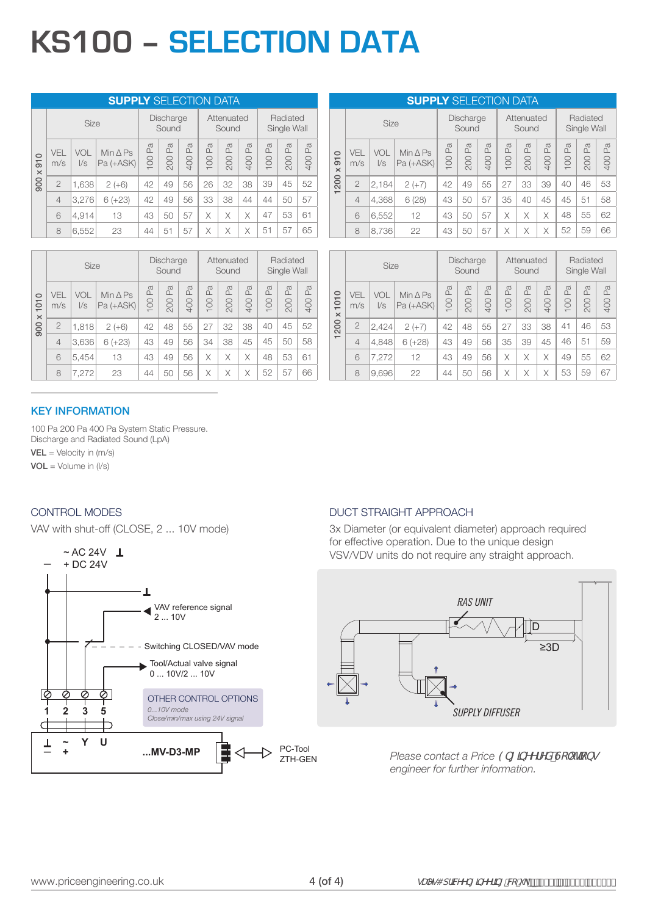# KS100 – SELECTION DATA

| SUPPLY SELECTION DATA | | | | | | | | | | | | | |
|---|---|---|---|---|---|---|---|---|---|---|---|---|---|
| | Size | | | Discharge Sound | | | Attenuated Sound | | | Radiated Single Wall | | | |
| 900 x 910 | VEL m/s | VOL l/s | Min Δ Ps Pa (+ASK) | 100 Pa | 200 Pa | 400 Pa | 100 Pa | 200 Pa | 400 Pa | 100 Pa | 200 Pa | 400 Pa |
| | 2 | 1,638 | 2 (+6) | 42 | 49 | 56 | 26 | 32 | 38 | 39 | 45 | 52 |
| | 4 | 3,276 | 6 (+23) | 42 | 49 | 56 | 33 | 38 | 44 | 44 | 50 | 57 |
| | 6 | 4,914 | 13 | 43 | 50 | 57 | X | X | X | 47 | 53 | 61 |
| | 8 | 6,552 | 23 | 44 | 51 | 57 | X | X | X | 51 | 57 | 65 |

| SUPPLY SELECTION DATA | | | | | | | | | | | | |
|---|---|---|---|---|---|---|---|---|---|---|---|---|
| | Size | | | Discharge Sound | | | Attenuated Sound | | | Radiated Single Wall | | |
| 1200 x 910 | VEL m/s | VOL l/s | Min Δ Ps Pa (+ASK) | 100 Pa | 200 Pa | 400 Pa | 100 Pa | 200 Pa | 400 Pa | 100 Pa | 200 Pa | 400 Pa |
| | 2 | 2,184 | 2 (+7) | 42 | 49 | 55 | 27 | 33 | 39 | 40 | 46 | 53 |
| | 4 | 4,368 | 6 (28) | 43 | 50 | 57 | 35 | 40 | 45 | 45 | 51 | 58 |
| | 6 | 6,552 | 12 | 43 | 50 | 57 | X | X | X | 48 | 55 | 62 |
| | 8 | 8,736 | 22 | 43 | 50 | 57 | X | X | X | 52 | 59 | 66 |

| | Size | | | Discharge Sound | | | Attenuated Sound | | | Radiated Single Wall | | |
|---|---|---|---|---|---|---|---|---|---|---|---|---|
| 900 x 1010 | VEL m/s | VOL l/s | Min Δ Ps Pa (+ASK) | 100 Pa | 200 Pa | 400 Pa | 100 Pa | 200 Pa | 400 Pa | 100 Pa | 200 Pa | 400 Pa |
| | 2 | 1,818 | 2 (+6) | 42 | 48 | 55 | 27 | 32 | 38 | 40 | 45 | 52 |
| | 4 | 3,636 | 6 (+23) | 43 | 49 | 56 | 34 | 38 | 45 | 45 | 50 | 58 |
| | 6 | 5,454 | 13 | 43 | 49 | 56 | X | X | X | 48 | 53 | 61 |
| | 8 | 7,272 | 23 | 44 | 50 | 56 | X | X | X | 52 | 57 | 66 |

| | Size | | | Discharge Sound | | | Attenuated Sound | | | Radiated Single Wall | | |
|---|---|---|---|---|---|---|---|---|---|---|---|---|
| 1200 x 1010 | VEL m/s | VOL l/s | Min Δ Ps Pa (+ASK) | 100 Pa | 200 Pa | 400 Pa | 100 Pa | 200 Pa | 400 Pa | 100 Pa | 200 Pa | 400 Pa |
| | 2 | 2,424 | 2 (+7) | 42 | 48 | 55 | 27 | 33 | 38 | 41 | 46 | 53 |
| | 4 | 4,848 | 6 (+28) | 43 | 49 | 56 | 35 | 39 | 45 | 46 | 51 | 59 |
| | 6 | 7,272 | 12 | 43 | 49 | 56 | X | X | X | 49 | 55 | 62 |
| | 8 | 9,696 | 22 | 44 | 50 | 56 | X | X | X | 53 | 59 | 67 |

## KEY INFORMATION

100 Pa 200 Pa 400 Pa System Static Pressure.
Discharge and Radiated Sound (LpA)

**VEL** = Velocity in (m/s)

**VOL** = Volume in (l/s)

## CONTROL MODES

VAV with shut-off (CLOSE, 2 ... 10V mode)

~ AC 24V ⊥
+ DC 24V

VAV reference signal
2 ... 10V

Switching CLOSED/VAV mode

Tool/Actual valve signal
0 ... 10V/2 ... 10V

1 2 3 5

⊥ ~ + Y U

...MV-D3-MP

PC-Tool
ZTH-GEN

OTHER CONTROL OPTIONS

*0...10V mode*

*Close/min/max using 24V signal*

## DUCT STRAIGHT APPROACH

3x Diameter (or equivalent diameter) approach required for effective operation. Due to the unique design VSV/VDV units do not require any straight approach.

RAS UNIT

D

≥3D

SUPPLY DIFFUSER

*Please contact a Price Engineered Solutions engineer for further information.*